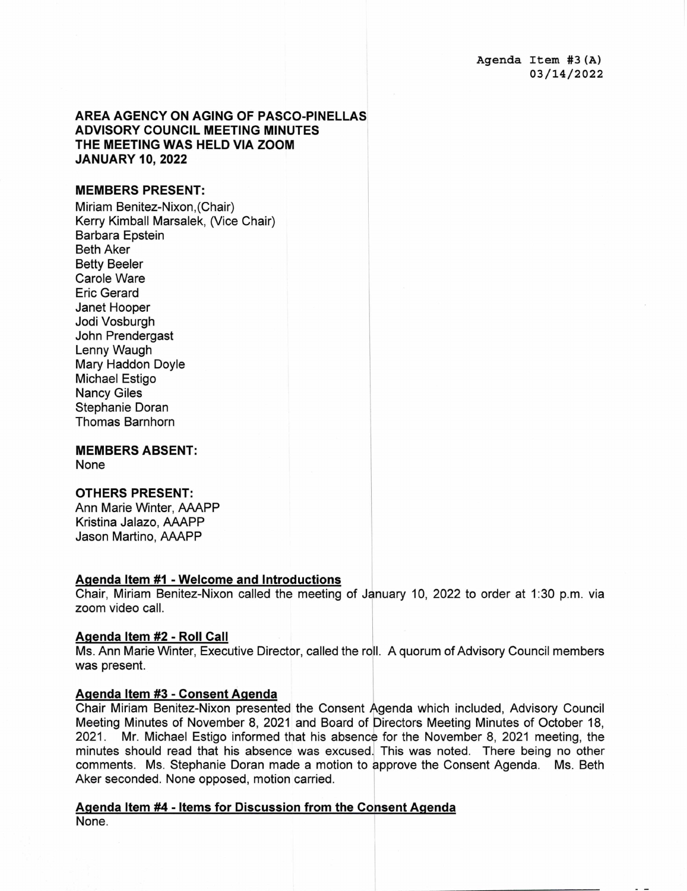Agenda Item #3(A)
03/14/2022

# AREA AGENCY ON AGING OF PASCO-PINELLAS ADVISORY COUNCIL MEETING MINUTES THE MEETING WAS HELD VIA ZOOM JANUARY 10, 2022

## MEMBERS PRESENT:

Miriam Benitez-Nixon,(Chair)
Kerry Kimball Marsalek, (Vice Chair)
Barbara Epstein
Beth Aker
Betty Beeler
Carole Ware
Eric Gerard
Janet Hooper
Jodi Vosburgh
John Prendergast
Lenny Waugh
Mary Haddon Doyle
Michael Estigo
Nancy Giles
Stephanie Doran
Thomas Barnhorn

## MEMBERS ABSENT:

None

## OTHERS PRESENT:

Ann Marie Winter, AAAPP
Kristina Jalazo, AAAPP
Jason Martino, AAAPP

### Agenda Item #1 - Welcome and Introductions

Chair, Miriam Benitez-Nixon called the meeting of January 10, 2022 to order at 1:30 p.m. via zoom video call.

### Agenda Item #2 - Roll Call

Ms. Ann Marie Winter, Executive Director, called the roll. A quorum of Advisory Council members was present.

### Agenda Item #3 - Consent Agenda

Chair Miriam Benitez-Nixon presented the Consent Agenda which included, Advisory Council Meeting Minutes of November 8, 2021 and Board of Directors Meeting Minutes of October 18, 2021. Mr. Michael Estigo informed that his absence for the November 8, 2021 meeting, the minutes should read that his absence was excused. This was noted. There being no other comments. Ms. Stephanie Doran made a motion to approve the Consent Agenda. Ms. Beth Aker seconded. None opposed, motion carried.

### Agenda Item #4 - Items for Discussion from the Consent Agenda

None.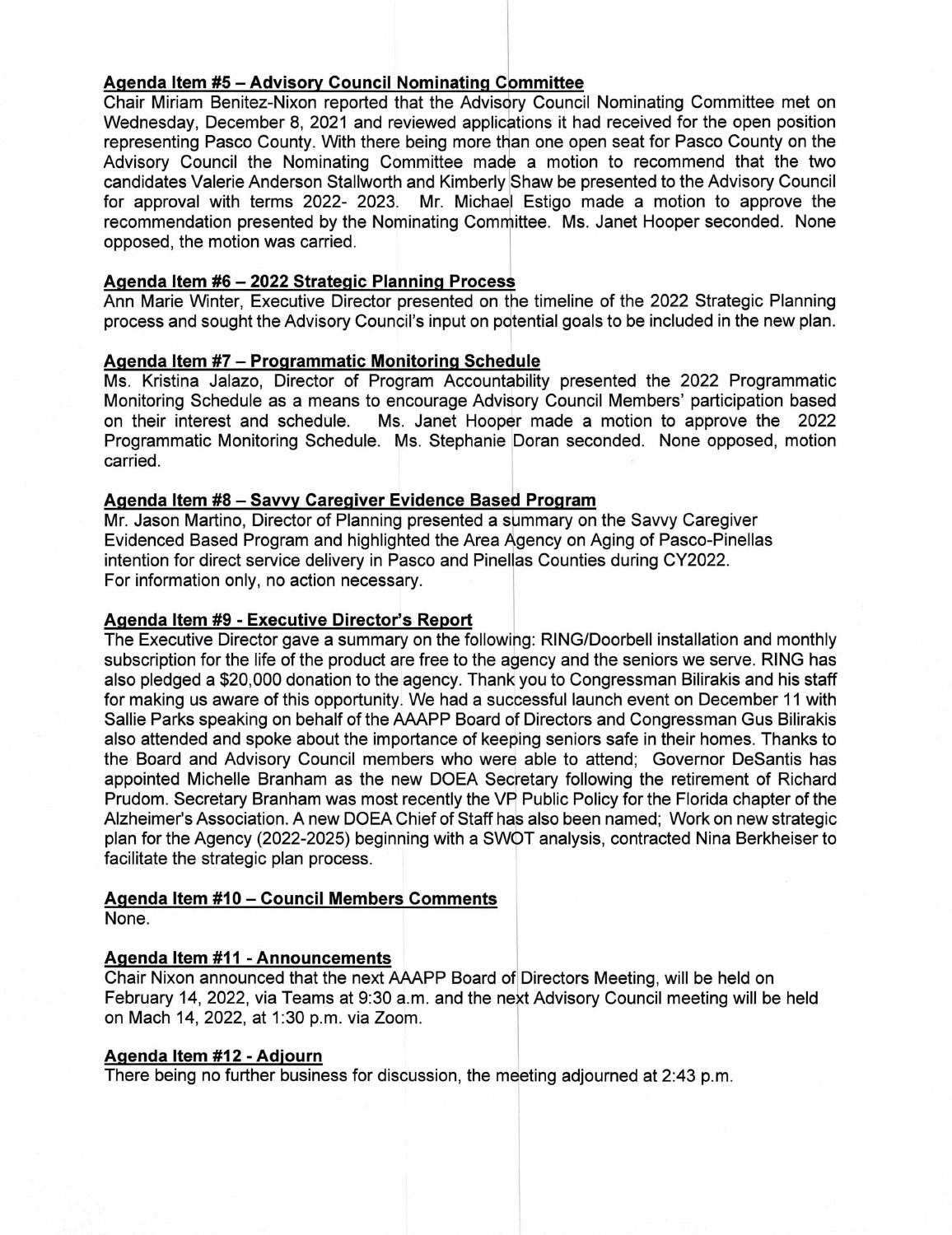**Agenda Item #5 – Advisory Council Nominating Committee**

Chair Miriam Benitez-Nixon reported that the Advisory Council Nominating Committee met on Wednesday, December 8, 2021 and reviewed applications it had received for the open position representing Pasco County. With there being more than one open seat for Pasco County on the Advisory Council the Nominating Committee made a motion to recommend that the two candidates Valerie Anderson Stallworth and Kimberly Shaw be presented to the Advisory Council for approval with terms 2022- 2023. Mr. Michael Estigo made a motion to approve the recommendation presented by the Nominating Committee. Ms. Janet Hooper seconded. None opposed, the motion was carried.

**Agenda Item #6 – 2022 Strategic Planning Process**

Ann Marie Winter, Executive Director presented on the timeline of the 2022 Strategic Planning process and sought the Advisory Council's input on potential goals to be included in the new plan.

**Agenda Item #7 – Programmatic Monitoring Schedule**

Ms. Kristina Jalazo, Director of Program Accountability presented the 2022 Programmatic Monitoring Schedule as a means to encourage Advisory Council Members' participation based on their interest and schedule. Ms. Janet Hooper made a motion to approve the 2022 Programmatic Monitoring Schedule. Ms. Stephanie Doran seconded. None opposed, motion carried.

**Agenda Item #8 – Savvy Caregiver Evidence Based Program**

Mr. Jason Martino, Director of Planning presented a summary on the Savvy Caregiver Evidenced Based Program and highlighted the Area Agency on Aging of Pasco-Pinellas intention for direct service delivery in Pasco and Pinellas Counties during CY2022. For information only, no action necessary.

**Agenda Item #9 - Executive Director's Report**

The Executive Director gave a summary on the following: RING/Doorbell installation and monthly subscription for the life of the product are free to the agency and the seniors we serve. RING has also pledged a $20,000 donation to the agency. Thank you to Congressman Bilirakis and his staff for making us aware of this opportunity. We had a successful launch event on December 11 with Sallie Parks speaking on behalf of the AAAPP Board of Directors and Congressman Gus Bilirakis also attended and spoke about the importance of keeping seniors safe in their homes. Thanks to the Board and Advisory Council members who were able to attend; Governor DeSantis has appointed Michelle Branham as the new DOEA Secretary following the retirement of Richard Prudom. Secretary Branham was most recently the VP Public Policy for the Florida chapter of the Alzheimer's Association. A new DOEA Chief of Staff has also been named; Work on new strategic plan for the Agency (2022-2025) beginning with a SWOT analysis, contracted Nina Berkheiser to facilitate the strategic plan process.

**Agenda Item #10 – Council Members Comments**

None.

**Agenda Item #11 - Announcements**

Chair Nixon announced that the next AAAPP Board of Directors Meeting, will be held on February 14, 2022, via Teams at 9:30 a.m. and the next Advisory Council meeting will be held on Mach 14, 2022, at 1:30 p.m. via Zoom.

**Agenda Item #12 - Adjourn**

There being no further business for discussion, the meeting adjourned at 2:43 p.m.